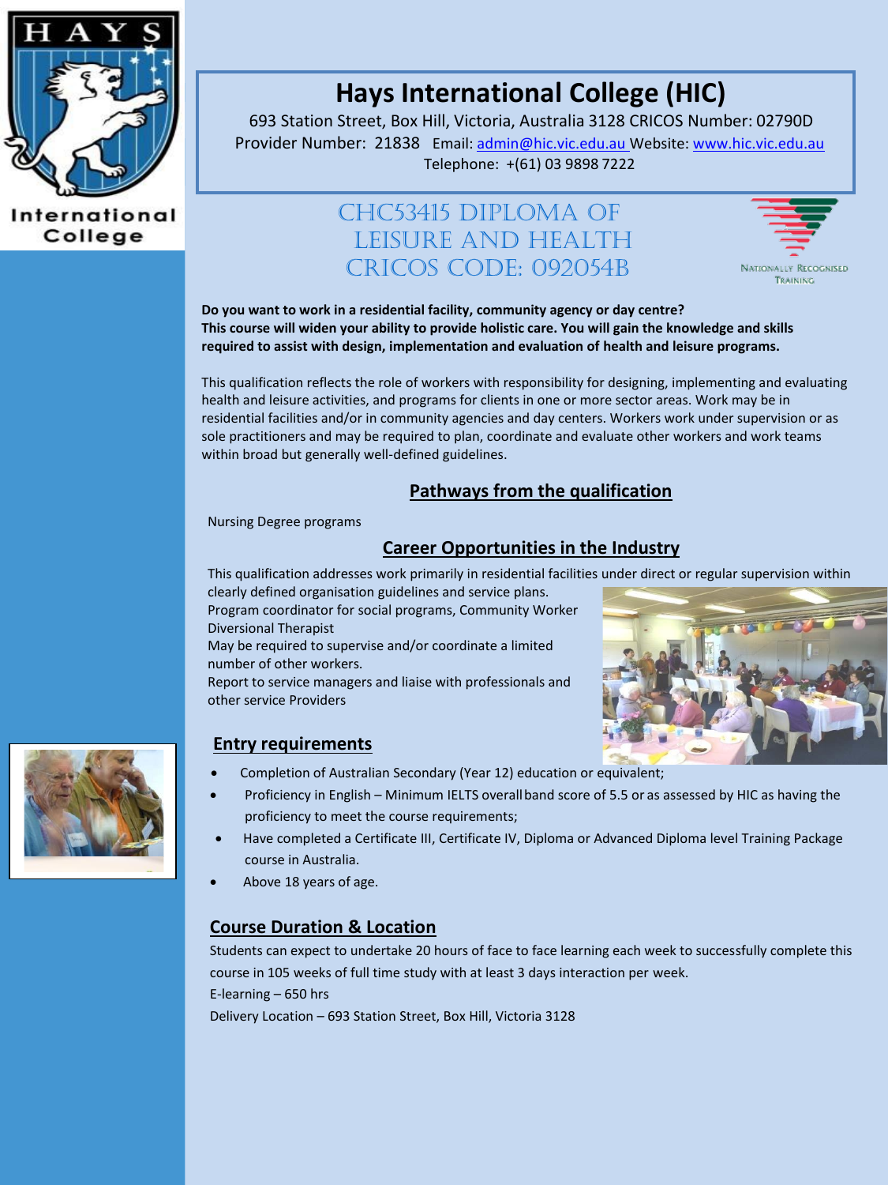# Hays International College (HIC)

693 Station Street, Box Hill, Victoria, Australia 3128 CRICOS Number: 02790D

Provider Number: 21838 Email: admin@hic.vic.edu.au Website: www.hic.vic.edu.au

Telephone: +(61) 03 9898 7222

## CHC53415 DIPLOMA OF LEISURE AND HEALTH
## CRICOS CODE: 092054B

**Do you want to work in a residential facility, community agency or day centre?**
**This course will widen your ability to provide holistic care. You will gain the knowledge and skills required to assist with design, implementation and evaluation of health and leisure programs.**

This qualification reflects the role of workers with responsibility for designing, implementing and evaluating health and leisure activities, and programs for clients in one or more sector areas. Work may be in residential facilities and/or in community agencies and day centers. Workers work under supervision or as sole practitioners and may be required to plan, coordinate and evaluate other workers and work teams within broad but generally well-defined guidelines.

## Pathways from the qualification

Nursing Degree programs

## Career Opportunities in the Industry

This qualification addresses work primarily in residential facilities under direct or regular supervision within clearly defined organisation guidelines and service plans.
Program coordinator for social programs, Community Worker
Diversional Therapist
May be required to supervise and/or coordinate a limited number of other workers.
Report to service managers and liaise with professionals and other service Providers

## Entry requirements

- Completion of Australian Secondary (Year 12) education or equivalent;
- Proficiency in English – Minimum IELTS overall band score of 5.5 or as assessed by HIC as having the proficiency to meet the course requirements;
- Have completed a Certificate III, Certificate IV, Diploma or Advanced Diploma level Training Package course in Australia.
- Above 18 years of age.

## Course Duration & Location

Students can expect to undertake 20 hours of face to face learning each week to successfully complete this course in 105 weeks of full time study with at least 3 days interaction per week.

E-learning – 650 hrs

Delivery Location – 693 Station Street, Box Hill, Victoria 3128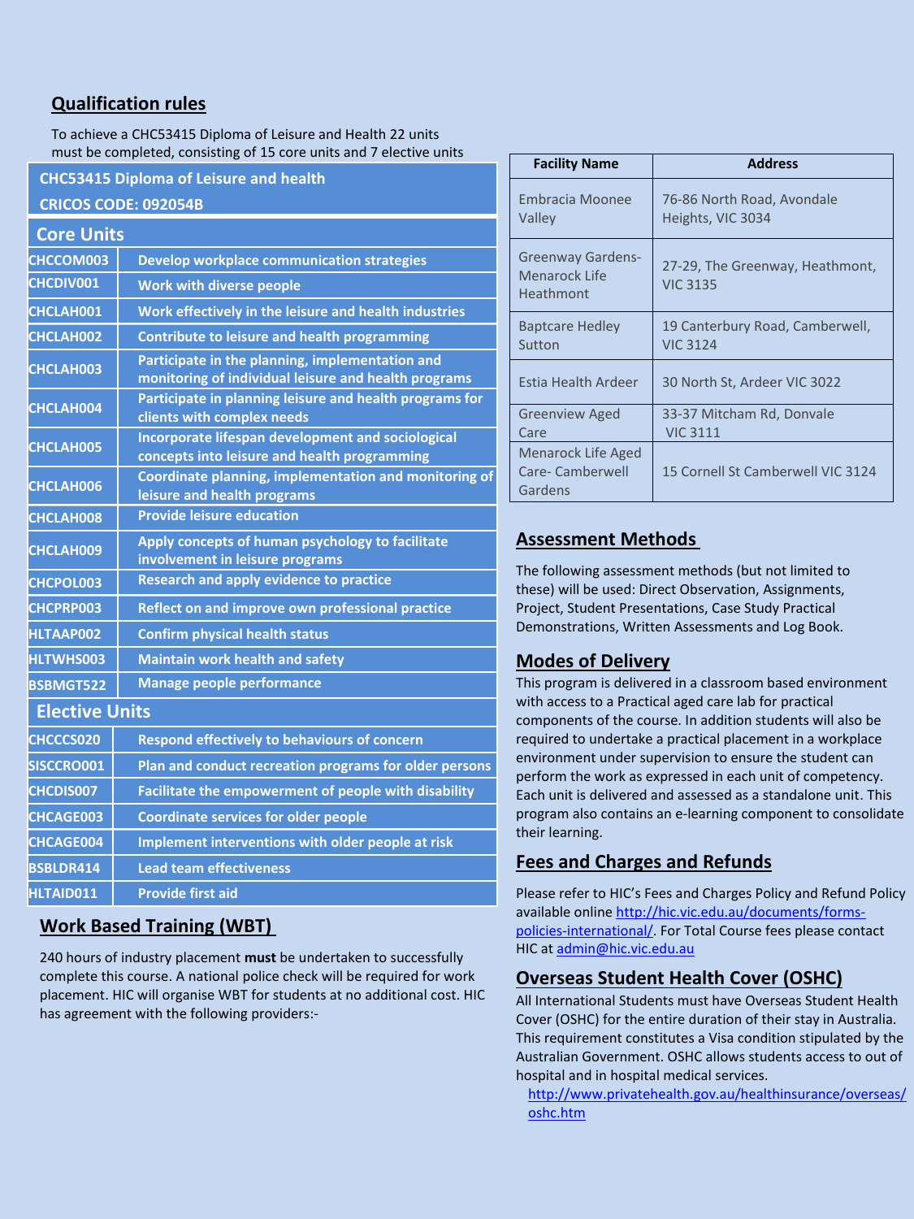## Qualification rules

To achieve a CHC53415 Diploma of Leisure and Health 22 units must be completed, consisting of 15 core units and 7 elective units

| CHC53415 Diploma of Leisure and health CRICOS CODE: 092054B | |
|---|---|
| **Core Units** | |
| CHCCOM003 | Develop workplace communication strategies |
| CHCDIV001 | Work with diverse people |
| CHCLAH001 | Work effectively in the leisure and health industries |
| CHCLAH002 | Contribute to leisure and health programming |
| CHCLAH003 | Participate in the planning, implementation and monitoring of individual leisure and health programs |
| CHCLAH004 | Participate in planning leisure and health programs for clients with complex needs |
| CHCLAH005 | Incorporate lifespan development and sociological concepts into leisure and health programming |
| CHCLAH006 | Coordinate planning, implementation and monitoring of leisure and health programs |
| CHCLAH008 | Provide leisure education |
| CHCLAH009 | Apply concepts of human psychology to facilitate involvement in leisure programs |
| CHCPOL003 | Research and apply evidence to practice |
| CHCPRP003 | Reflect on and improve own professional practice |
| HLTAAP002 | Confirm physical health status |
| HLTWHS003 | Maintain work health and safety |
| BSBMGT522 | Manage people performance |
| **Elective Units** | |
| CHCCCS020 | Respond effectively to behaviours of concern |
| SISCCRO001 | Plan and conduct recreation programs for older persons |
| CHCDIS007 | Facilitate the empowerment of people with disability |
| CHCAGE003 | Coordinate services for older people |
| CHCAGE004 | Implement interventions with older people at risk |
| BSBLDR414 | Lead team effectiveness |
| HLTAID011 | Provide first aid |

## Work Based Training (WBT)

240 hours of industry placement **must** be undertaken to successfully complete this course. A national police check will be required for work placement. HIC will organise WBT for students at no additional cost. HIC has agreement with the following providers:-

| Facility Name | Address |
|---|---|
| Embracia Moonee Valley | 76-86 North Road, Avondale Heights, VIC 3034 |
| Greenway Gardens-Menarock Life Heathmont | 27-29, The Greenway, Heathmont, VIC 3135 |
| Baptcare Hedley Sutton | 19 Canterbury Road, Camberwell, VIC 3124 |
| Estia Health Ardeer | 30 North St, Ardeer VIC 3022 |
| Greenview Aged Care | 33-37 Mitcham Rd, Donvale VIC 3111 |
| Menarock Life Aged Care- Camberwell Gardens | 15 Cornell St Camberwell VIC 3124 |

## Assessment Methods

The following assessment methods (but not limited to these) will be used: Direct Observation, Assignments, Project, Student Presentations, Case Study Practical Demonstrations, Written Assessments and Log Book.

## Modes of Delivery

This program is delivered in a classroom based environment with access to a Practical aged care lab for practical components of the course. In addition students will also be required to undertake a practical placement in a workplace environment under supervision to ensure the student can perform the work as expressed in each unit of competency. Each unit is delivered and assessed as a standalone unit. This program also contains an e-learning component to consolidate their learning.

## Fees and Charges and Refunds

Please refer to HIC's Fees and Charges Policy and Refund Policy available online http://hic.vic.edu.au/documents/forms-policies-international/. For Total Course fees please contact HIC at admin@hic.vic.edu.au

## Overseas Student Health Cover (OSHC)

All International Students must have Overseas Student Health Cover (OSHC) for the entire duration of their stay in Australia. This requirement constitutes a Visa condition stipulated by the Australian Government. OSHC allows students access to out of hospital and in hospital medical services.

http://www.privatehealth.gov.au/healthinsurance/overseas/oshc.htm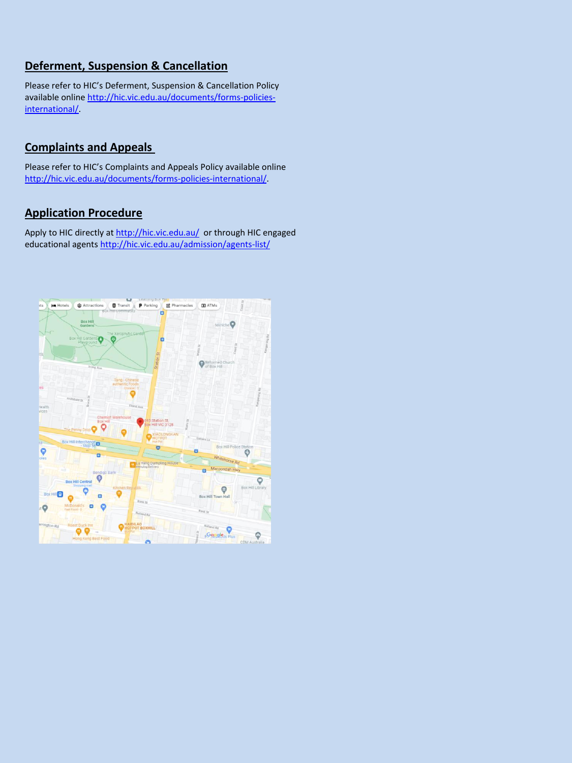## Deferment, Suspension & Cancellation

Please refer to HIC's Deferment, Suspension & Cancellation Policy available online http://hic.vic.edu.au/documents/forms-policies-international/.

## Complaints and Appeals

Please refer to HIC's Complaints and Appeals Policy available online http://hic.vic.edu.au/documents/forms-policies-international/.

## Application Procedure

Apply to HIC directly at http://hic.vic.edu.au/ or through HIC engaged educational agents http://hic.vic.edu.au/admission/agents-list/